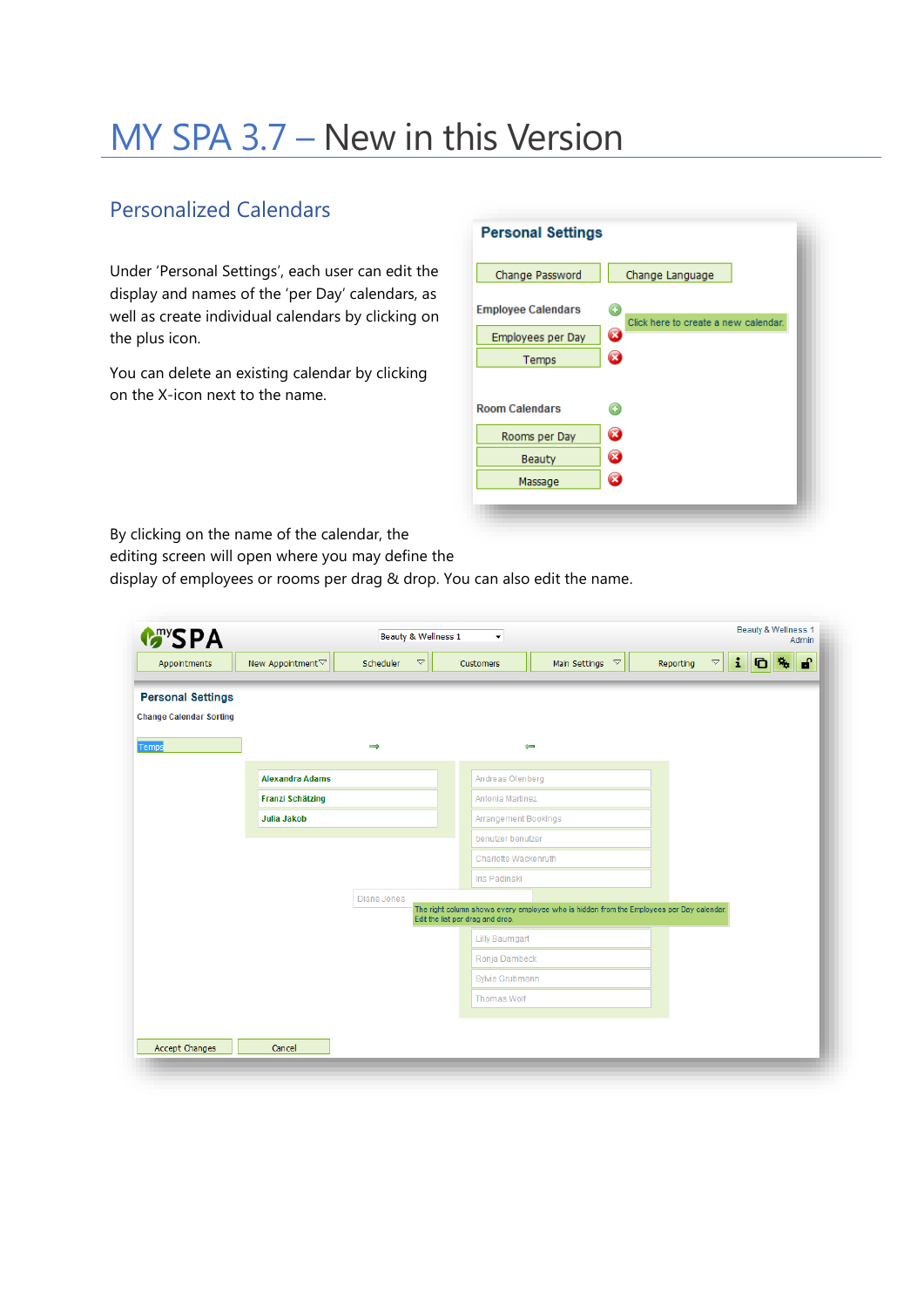# MY SPA 3.7 – New in this Version

## Personalized Calendars

Under 'Personal Settings', each user can edit the display and names of the 'per Day' calendars, as well as create individual calendars by clicking on the plus icon.

You can delete an existing calendar by clicking on the X-icon next to the name.

By clicking on the name of the calendar, the editing screen will open where you may define the display of employees or rooms per drag & drop. You can also edit the name.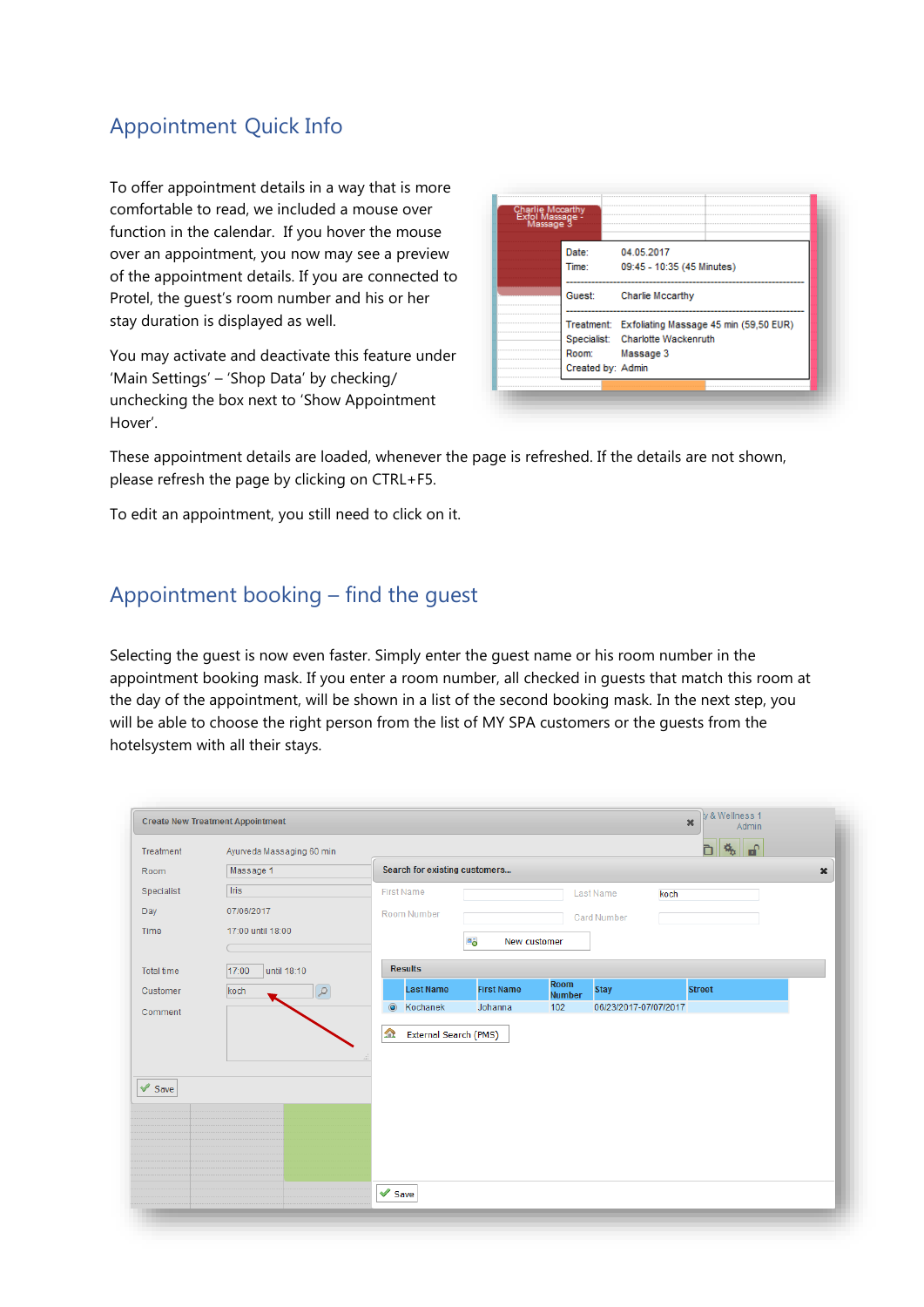## Appointment Quick Info

To offer appointment details in a way that is more comfortable to read, we included a mouse over function in the calendar. If you hover the mouse over an appointment, you now may see a preview of the appointment details. If you are connected to Protel, the guest's room number and his or her stay duration is displayed as well.

You may activate and deactivate this feature under 'Main Settings' – 'Shop Data' by checking/ unchecking the box next to 'Show Appointment Hover'.

These appointment details are loaded, whenever the page is refreshed. If the details are not shown, please refresh the page by clicking on CTRL+F5.

To edit an appointment, you still need to click on it.

## Appointment booking – find the guest

Selecting the guest is now even faster. Simply enter the guest name or his room number in the appointment booking mask. If you enter a room number, all checked in guests that match this room at the day of the appointment, will be shown in a list of the second booking mask. In the next step, you will be able to choose the right person from the list of MY SPA customers or the guests from the hotelsystem with all their stays.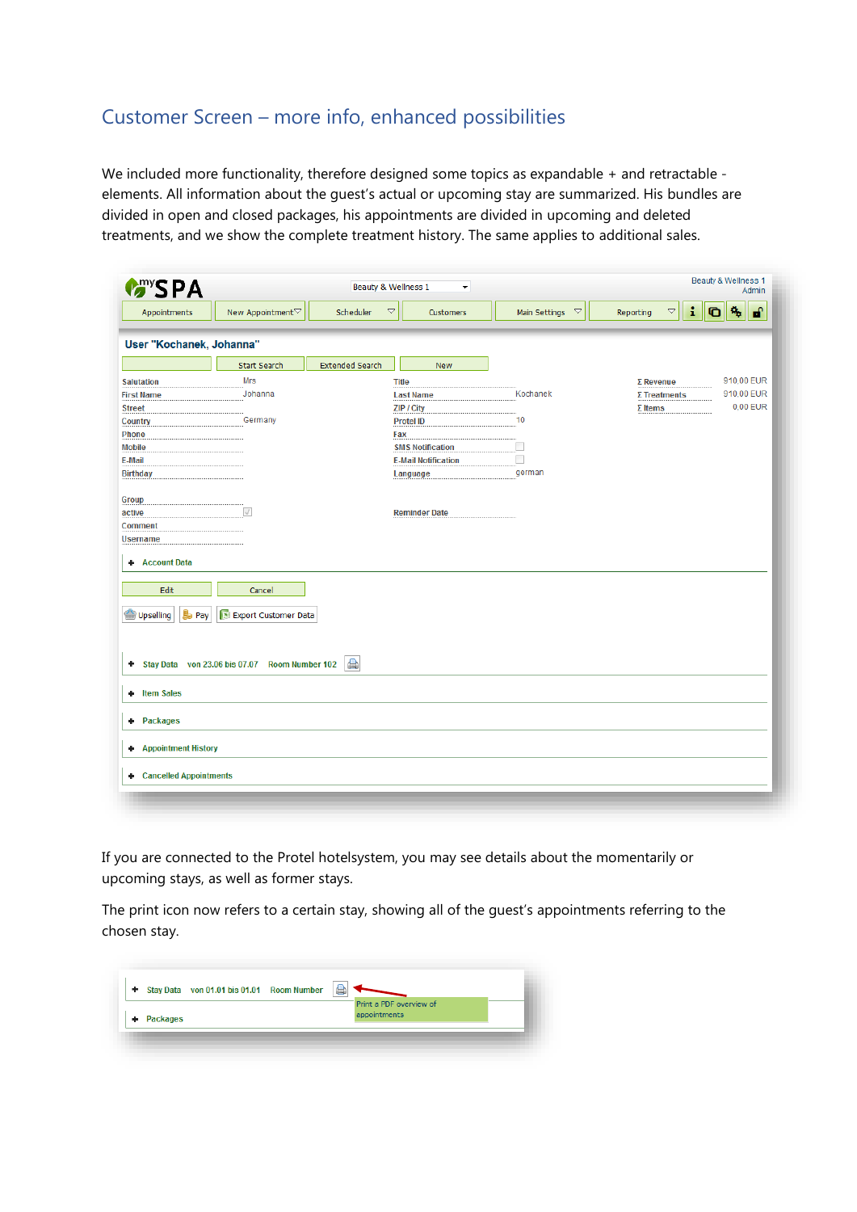## Customer Screen – more info, enhanced possibilities

We included more functionality, therefore designed some topics as expandable + and retractable - elements. All information about the guest's actual or upcoming stay are summarized. His bundles are divided in open and closed packages, his appointments are divided in upcoming and deleted treatments, and we show the complete treatment history. The same applies to additional sales.

If you are connected to the Protel hotelsystem, you may see details about the momentarily or upcoming stays, as well as former stays.

The print icon now refers to a certain stay, showing all of the guest's appointments referring to the chosen stay.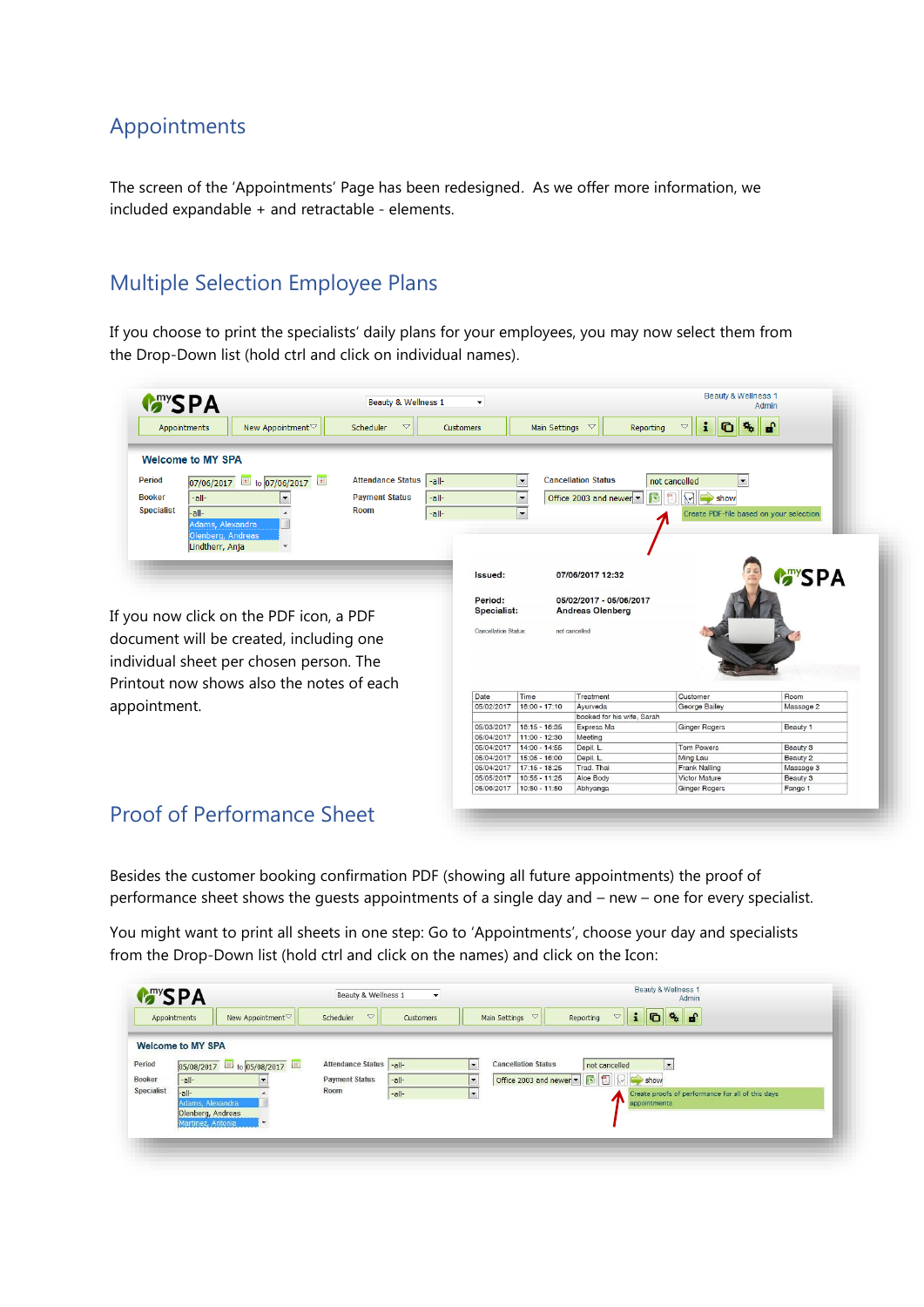## Appointments

The screen of the 'Appointments' Page has been redesigned. As we offer more information, we included expandable + and retractable - elements.

## Multiple Selection Employee Plans

If you choose to print the specialists' daily plans for your employees, you may now select them from the Drop-Down list (hold ctrl and click on individual names).

If you now click on the PDF icon, a PDF document will be created, including one individual sheet per chosen person. The Printout now shows also the notes of each appointment.

## Proof of Performance Sheet

Besides the customer booking confirmation PDF (showing all future appointments) the proof of performance sheet shows the guests appointments of a single day and – new – one for every specialist.

You might want to print all sheets in one step: Go to 'Appointments', choose your day and specialists from the Drop-Down list (hold ctrl and click on the names) and click on the Icon: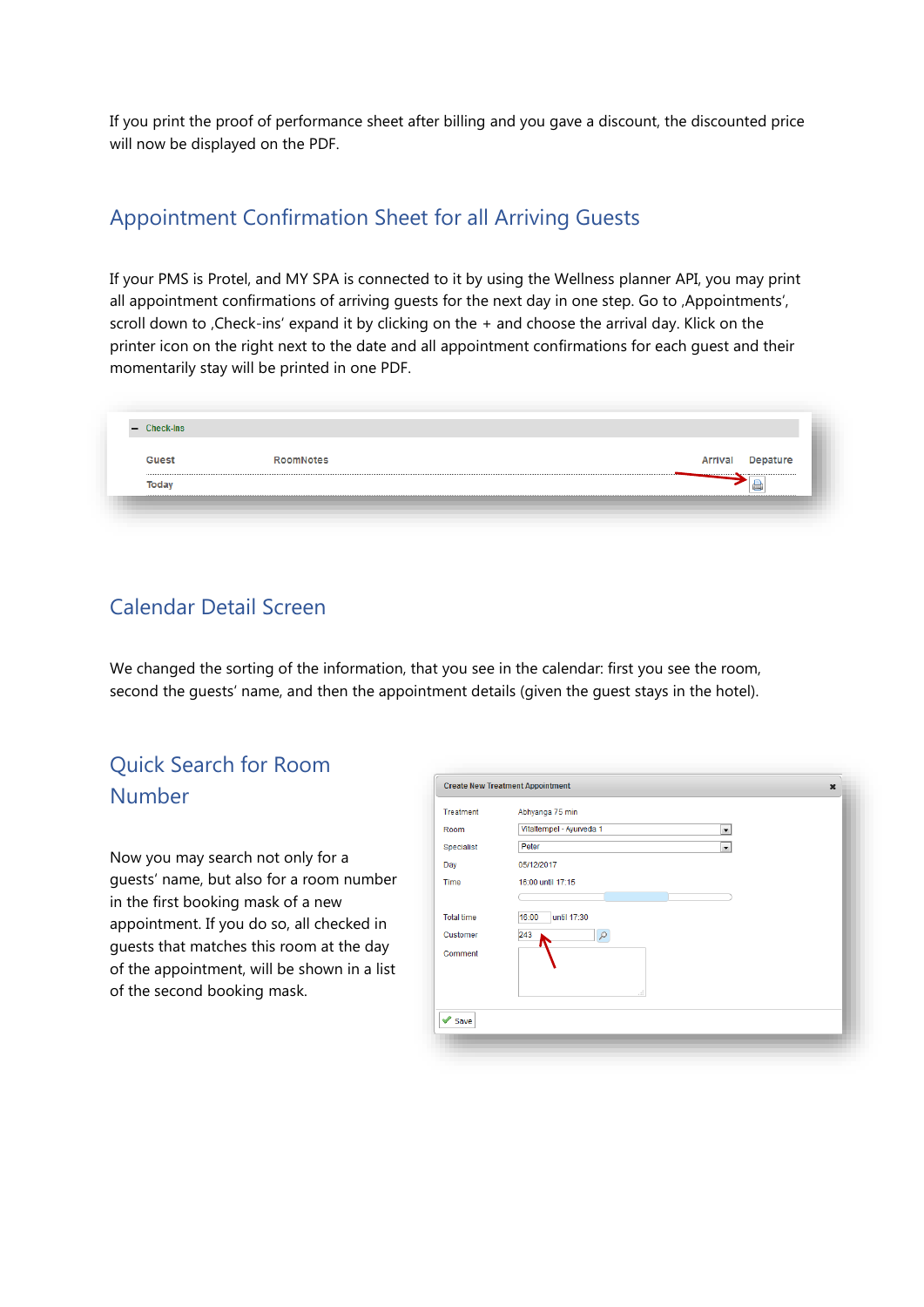If you print the proof of performance sheet after billing and you gave a discount, the discounted price will now be displayed on the PDF.

## Appointment Confirmation Sheet for all Arriving Guests

If your PMS is Protel, and MY SPA is connected to it by using the Wellness planner API, you may print all appointment confirmations of arriving guests for the next day in one step. Go to ‚Appointments', scroll down to ‚Check-ins' expand it by clicking on the + and choose the arrival day. Klick on the printer icon on the right next to the date and all appointment confirmations for each guest and their momentarily stay will be printed in one PDF.

## Calendar Detail Screen

We changed the sorting of the information, that you see in the calendar: first you see the room, second the guests' name, and then the appointment details (given the guest stays in the hotel).

## Quick Search for Room Number

Now you may search not only for a guests' name, but also for a room number in the first booking mask of a new appointment. If you do so, all checked in guests that matches this room at the day of the appointment, will be shown in a list of the second booking mask.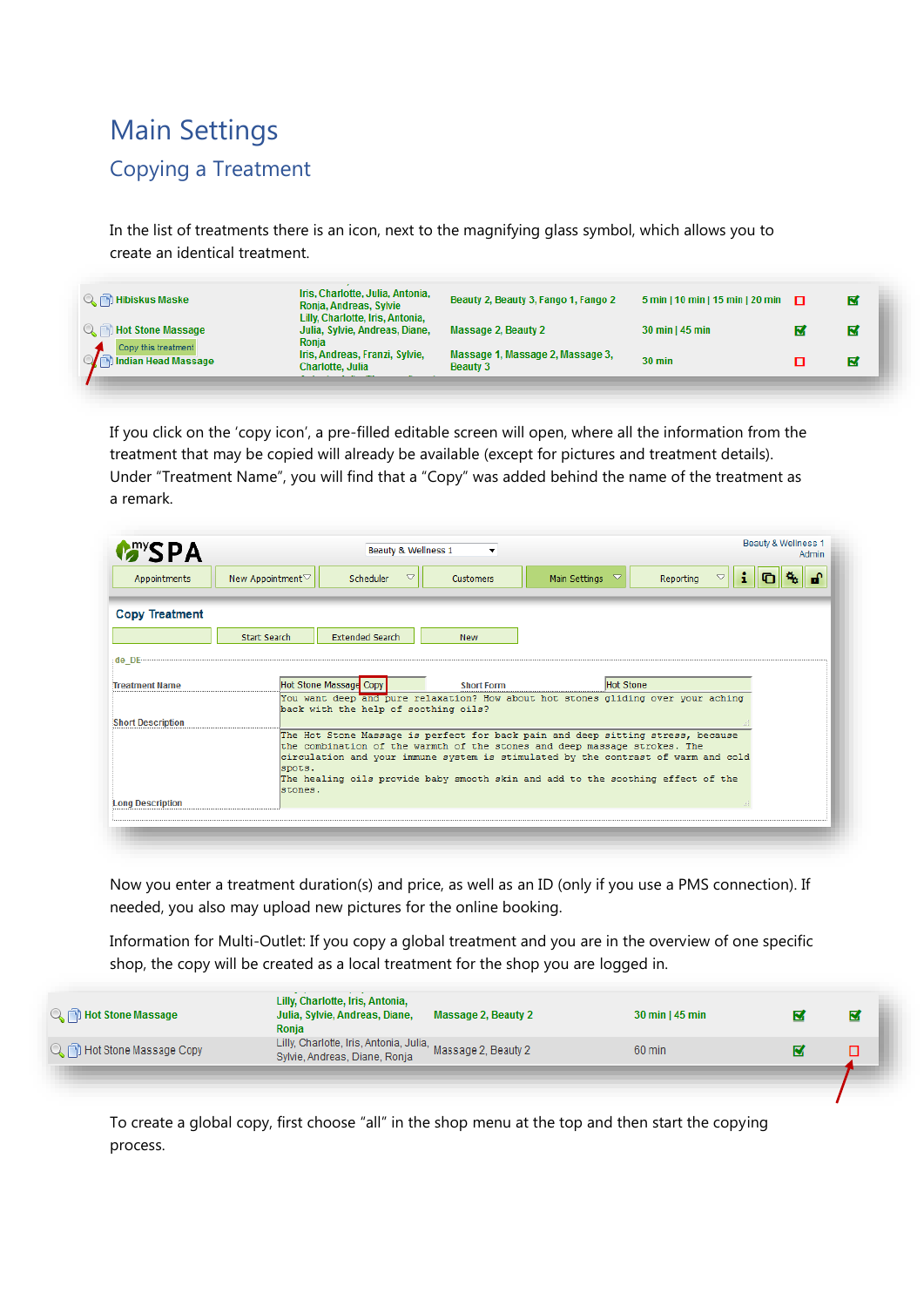# Main Settings

## Copying a Treatment

In the list of treatments there is an icon, next to the magnifying glass symbol, which allows you to create an identical treatment.

| Treatment | Staff | Rooms | Duration | | |
|---|---|---|---|---|---|
| Hibiskus Maske | Iris, Charlotte, Julia, Antonia, Ronja, Andreas, Sylvie | Beauty 2, Beauty 3, Fango 1, Fango 2 | 5 min \| 10 min \| 15 min \| 20 min | ☐ | ☑ |
| Hot Stone Massage | Lilly, Charlotte, Iris, Antonia, Julia, Sylvie, Andreas, Diane, Ronja | Massage 2, Beauty 2 | 30 min \| 45 min | ☑ | ☑ |
| Indian Head Massage | Iris, Andreas, Franzi, Sylvie, Charlotte, Julia | Massage 1, Massage 2, Massage 3, Beauty 3 | 30 min | ☐ | ☑ |

Copy this treatment

If you click on the 'copy icon', a pre-filled editable screen will open, where all the information from the treatment that may be copied will already be available (except for pictures and treatment details). Under "Treatment Name", you will find that a "Copy" was added behind the name of the treatment as a remark.

mySPA — Beauty & Wellness 1 — Beauty & Wellness 1 Admin

Appointments | New Appointment | Scheduler | Customers | Main Settings | Reporting

**Copy Treatment**

Start Search | Extended Search | New

de_DE

| | | | |
|---|---|---|---|
| Treatment Name | Hot Stone Massage Copy | Short Form | Hot Stone |
| Short Description | You want deep and pure relaxation? How about hot stones gliding over your aching back with the help of soothing oils? | | |
| Long Description | The Hot Stone Massage is perfect for back pain and deep sitting stress, because the combination of the warmth of the stones and deep massage strokes. The circulation and your immune system is stimulated by the contrast of warm and cold spots. The healing oils provide baby smooth skin and add to the soothing effect of the stones. | | |

Now you enter a treatment duration(s) and price, as well as an ID (only if you use a PMS connection). If needed, you also may upload new pictures for the online booking.

Information for Multi-Outlet: If you copy a global treatment and you are in the overview of one specific shop, the copy will be created as a local treatment for the shop you are logged in.

| Treatment | Staff | Rooms | Duration | | |
|---|---|---|---|---|---|
| Hot Stone Massage | Lilly, Charlotte, Iris, Antonia, Julia, Sylvie, Andreas, Diane, Ronja | Massage 2, Beauty 2 | 30 min \| 45 min | ☑ | ☑ |
| Hot Stone Massage Copy | Lilly, Charlotte, Iris, Antonia, Julia, Sylvie, Andreas, Diane, Ronja | Massage 2, Beauty 2 | 60 min | ☑ | ☐ |

To create a global copy, first choose "all" in the shop menu at the top and then start the copying process.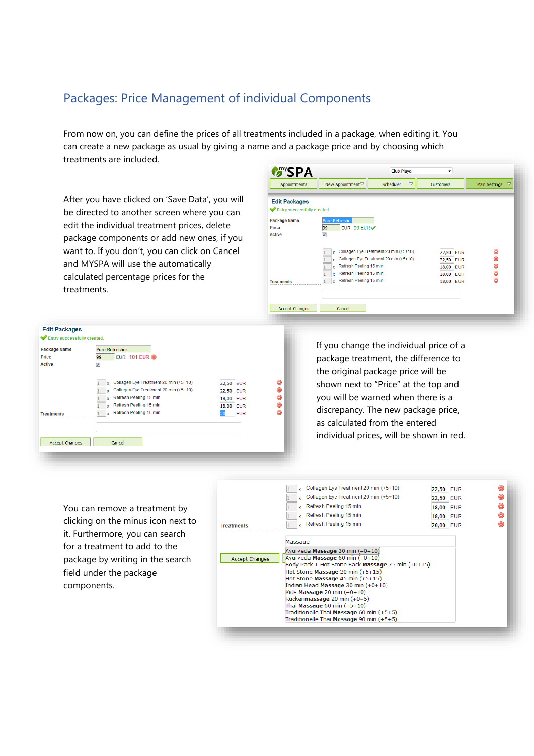## Packages: Price Management of individual Components

From now on, you can define the prices of all treatments included in a package, when editing it. You can create a new package as usual by giving a name and a package price and by choosing which treatments are included.

After you have clicked on 'Save Data', you will be directed to another screen where you can edit the individual treatment prices, delete package components or add new ones, if you want to. If you don't, you can click on Cancel and MYSPA will use the automatically calculated percentage prices for the treatments.

If you change the individual price of a package treatment, the difference to the original package price will be shown next to "Price" at the top and you will be warned when there is a discrepancy. The new package price, as calculated from the entered individual prices, will be shown in red.

You can remove a treatment by clicking on the minus icon next to it. Furthermore, you can search for a treatment to add to the package by writing in the search field under the package components.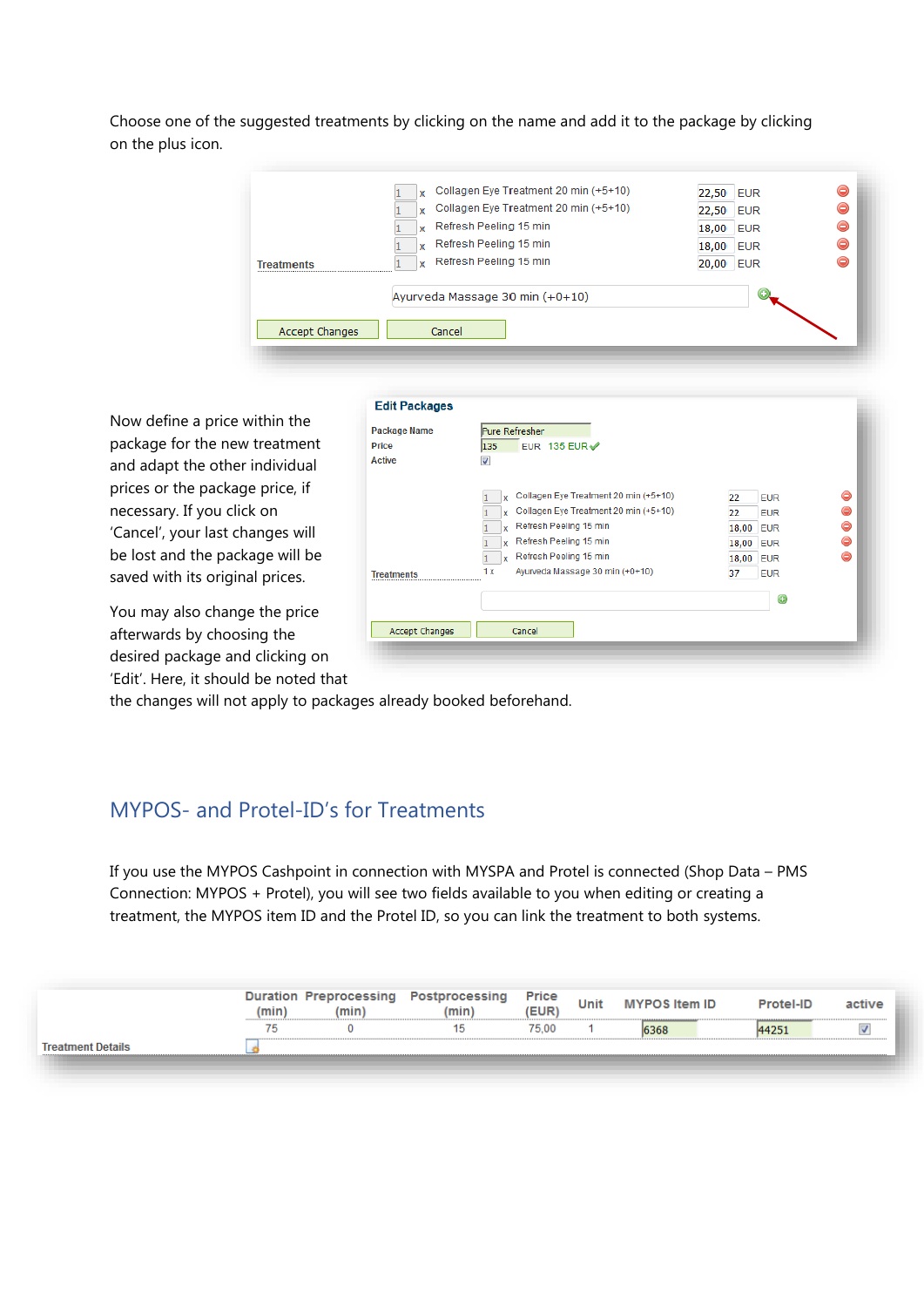Choose one of the suggested treatments by clicking on the name and add it to the package by clicking on the plus icon.

| | | | |
|---|---|---|---|
| Treatments | 1 x | Collagen Eye Treatment 20 min (+5+10) | 22,50 EUR |
| | 1 x | Collagen Eye Treatment 20 min (+5+10) | 22,50 EUR |
| | 1 x | Refresh Peeling 15 min | 18,00 EUR |
| | 1 x | Refresh Peeling 15 min | 18,00 EUR |
| | 1 x | Refresh Peeling 15 min | 20,00 EUR |
| | | Ayurveda Massage 30 min (+0+10) | |

Accept Changes | Cancel

Now define a price within the package for the new treatment and adapt the other individual prices or the package price, if necessary. If you click on 'Cancel', your last changes will be lost and the package will be saved with its original prices.

**Edit Packages**

| | |
|---|---|
| Package Name | Pure Refresher |
| Price | 135 EUR 135 EUR |
| Active | ☑ |

| | | | |
|---|---|---|---|
| Treatments | 1 x | Collagen Eye Treatment 20 min (+5+10) | 22 EUR |
| | 1 x | Collagen Eye Treatment 20 min (+5+10) | 22 EUR |
| | 1 x | Refresh Peeling 15 min | 18,00 EUR |
| | 1 x | Refresh Peeling 15 min | 18,00 EUR |
| | 1 x | Refresh Peeling 15 min | 18,00 EUR |
| | 1 x | Ayurveda Massage 30 min (+0+10) | 37 EUR |

Accept Changes | Cancel

You may also change the price afterwards by choosing the desired package and clicking on 'Edit'. Here, it should be noted that the changes will not apply to packages already booked beforehand.

## MYPOS- and Protel-ID's for Treatments

If you use the MYPOS Cashpoint in connection with MYSPA and Protel is connected (Shop Data – PMS Connection: MYPOS + Protel), you will see two fields available to you when editing or creating a treatment, the MYPOS item ID and the Protel ID, so you can link the treatment to both systems.

| | Duration (min) | Preprocessing (min) | Postprocessing (min) | Price (EUR) | Unit | MYPOS Item ID | Protel-ID | active |
|---|---|---|---|---|---|---|---|---|
| Treatment Details | 75 | 0 | 15 | 75,00 | 1 | 6368 | 44251 | ☑ |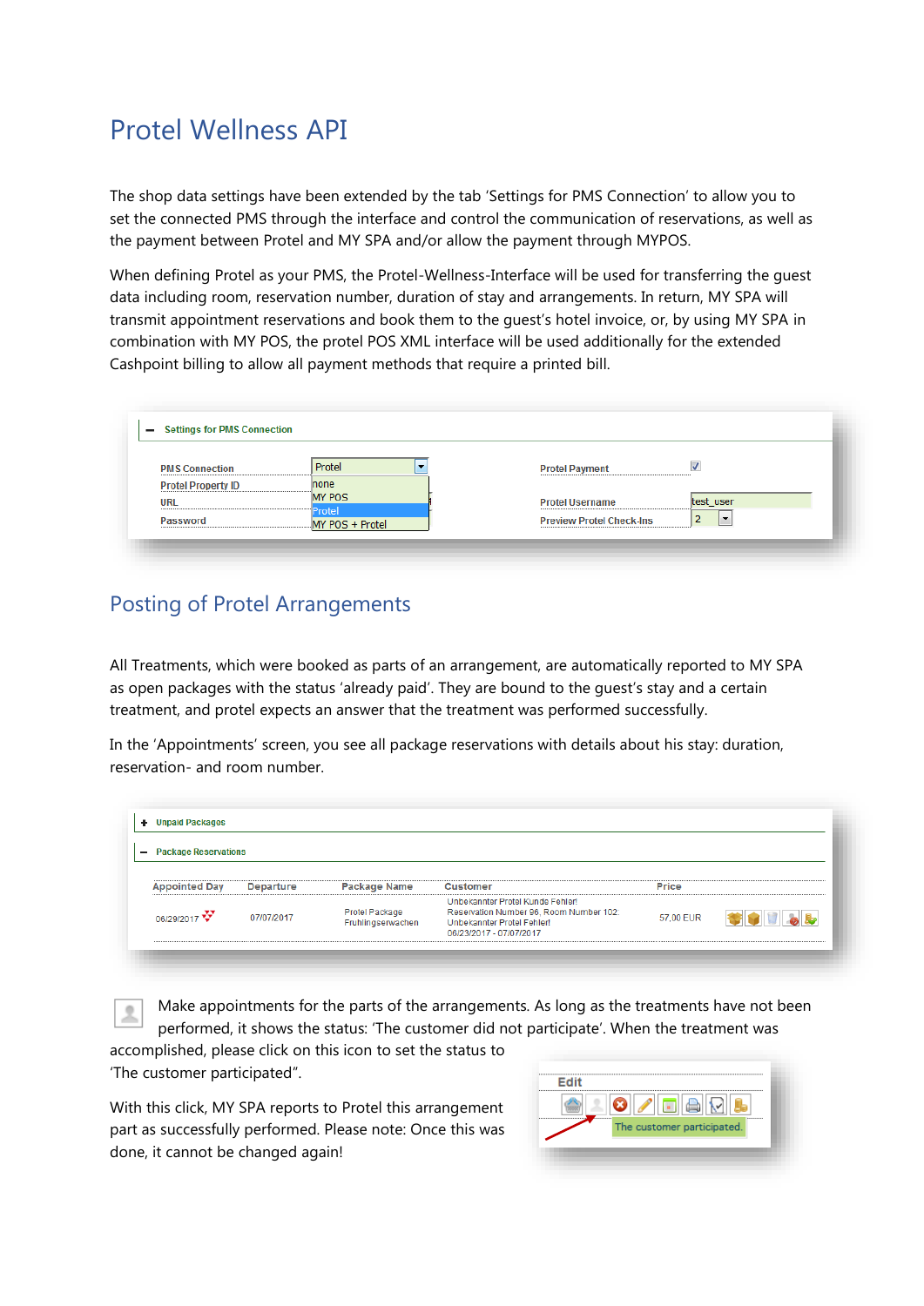# Protel Wellness API

The shop data settings have been extended by the tab 'Settings for PMS Connection' to allow you to set the connected PMS through the interface and control the communication of reservations, as well as the payment between Protel and MY SPA and/or allow the payment through MYPOS.

When defining Protel as your PMS, the Protel-Wellness-Interface will be used for transferring the guest data including room, reservation number, duration of stay and arrangements. In return, MY SPA will transmit appointment reservations and book them to the guest's hotel invoice, or, by using MY SPA in combination with MY POS, the protel POS XML interface will be used additionally for the extended Cashpoint billing to allow all payment methods that require a printed bill.

## Posting of Protel Arrangements

All Treatments, which were booked as parts of an arrangement, are automatically reported to MY SPA as open packages with the status 'already paid'. They are bound to the guest's stay and a certain treatment, and protel expects an answer that the treatment was performed successfully.

In the 'Appointments' screen, you see all package reservations with details about his stay: duration, reservation- and room number.

Make appointments for the parts of the arrangements. As long as the treatments have not been performed, it shows the status: 'The customer did not participate'. When the treatment was accomplished, please click on this icon to set the status to 'The customer participated".

With this click, MY SPA reports to Protel this arrangement part as successfully performed. Please note: Once this was done, it cannot be changed again!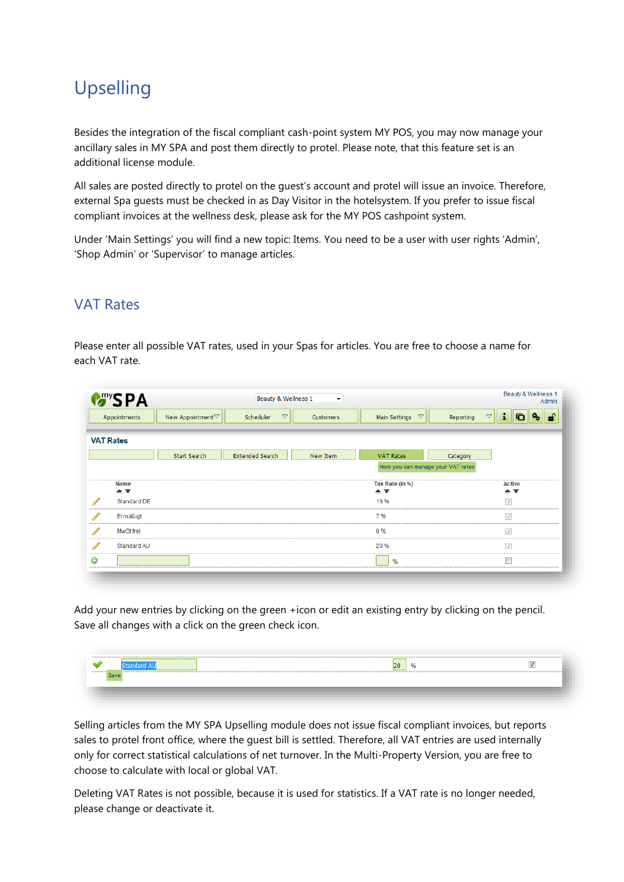# Upselling

Besides the integration of the fiscal compliant cash-point system MY POS, you may now manage your ancillary sales in MY SPA and post them directly to protel. Please note, that this feature set is an additional license module.

All sales are posted directly to protel on the guest's account and protel will issue an invoice. Therefore, external Spa guests must be checked in as Day Visitor in the hotelsystem. If you prefer to issue fiscal compliant invoices at the wellness desk, please ask for the MY POS cashpoint system.

Under 'Main Settings' you will find a new topic: Items. You need to be a user with user rights 'Admin', 'Shop Admin' or 'Supervisor' to manage articles.

## VAT Rates

Please enter all possible VAT rates, used in your Spas for articles. You are free to choose a name for each VAT rate.

Add your new entries by clicking on the green +icon or edit an existing entry by clicking on the pencil. Save all changes with a click on the green check icon.

Selling articles from the MY SPA Upselling module does not issue fiscal compliant invoices, but reports sales to protel front office, where the guest bill is settled. Therefore, all VAT entries are used internally only for correct statistical calculations of net turnover. In the Multi-Property Version, you are free to choose to calculate with local or global VAT.

Deleting VAT Rates is not possible, because it is used for statistics. If a VAT rate is no longer needed, please change or deactivate it.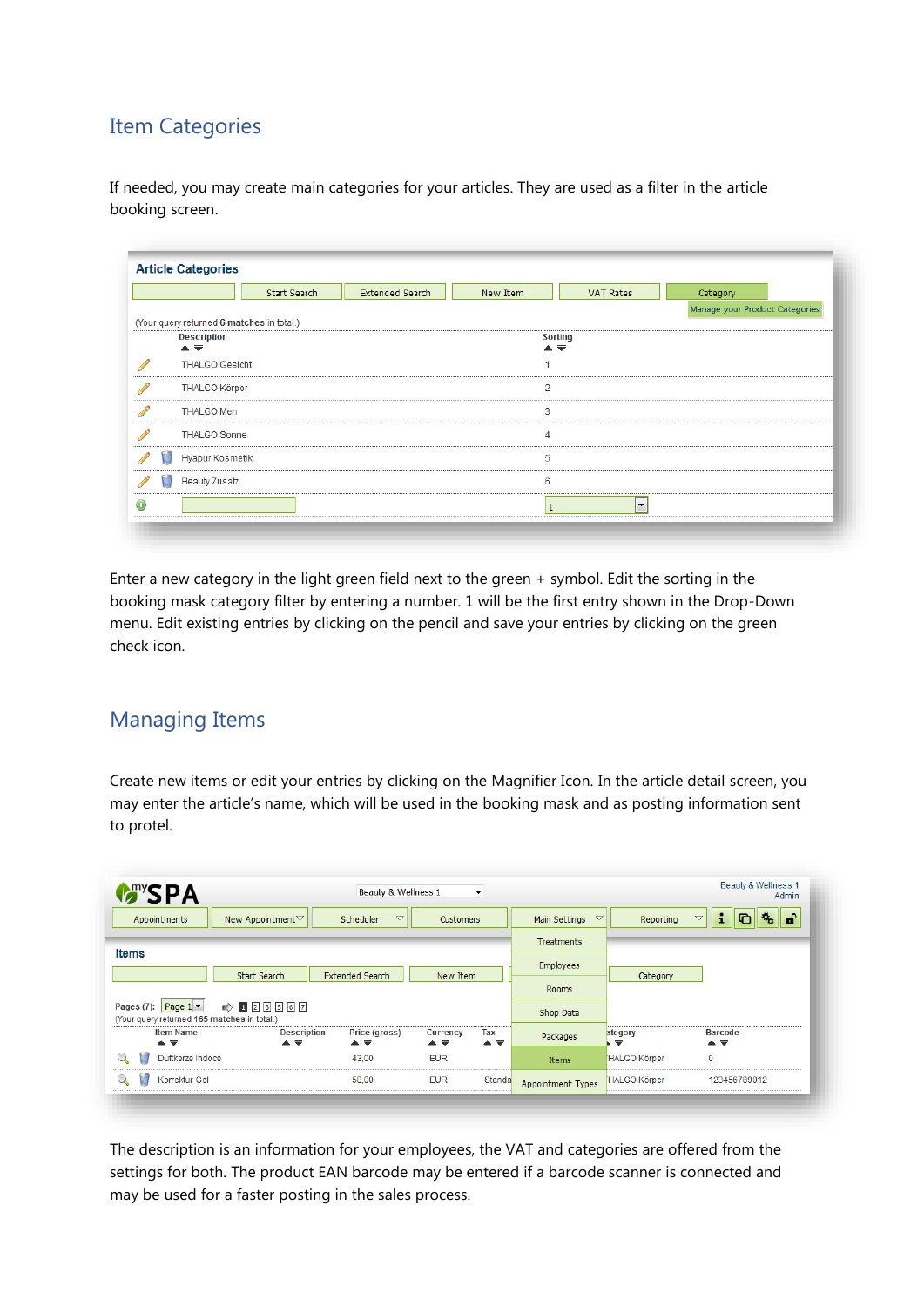## Item Categories

If needed, you may create main categories for your articles. They are used as a filter in the article booking screen.

Enter a new category in the light green field next to the green + symbol. Edit the sorting in the booking mask category filter by entering a number. 1 will be the first entry shown in the Drop-Down menu. Edit existing entries by clicking on the pencil and save your entries by clicking on the green check icon.

## Managing Items

Create new items or edit your entries by clicking on the Magnifier Icon. In the article detail screen, you may enter the article's name, which will be used in the booking mask and as posting information sent to protel.

The description is an information for your employees, the VAT and categories are offered from the settings for both. The product EAN barcode may be entered if a barcode scanner is connected and may be used for a faster posting in the sales process.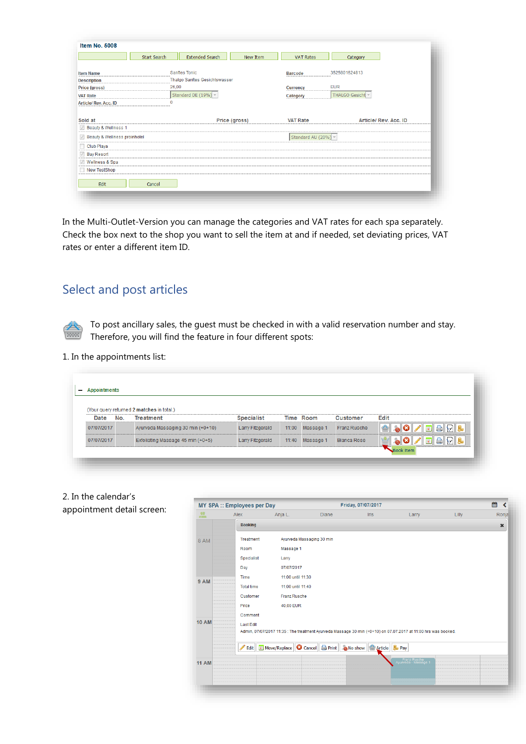In the Multi-Outlet-Version you can manage the categories and VAT rates for each spa separately. Check the box next to the shop you want to sell the item at and if needed, set deviating prices, VAT rates or enter a different item ID.

## Select and post articles

To post ancillary sales, the guest must be checked in with a valid reservation number and stay. Therefore, you will find the feature in four different spots:

1. In the appointments list:

2. In the calendar's appointment detail screen: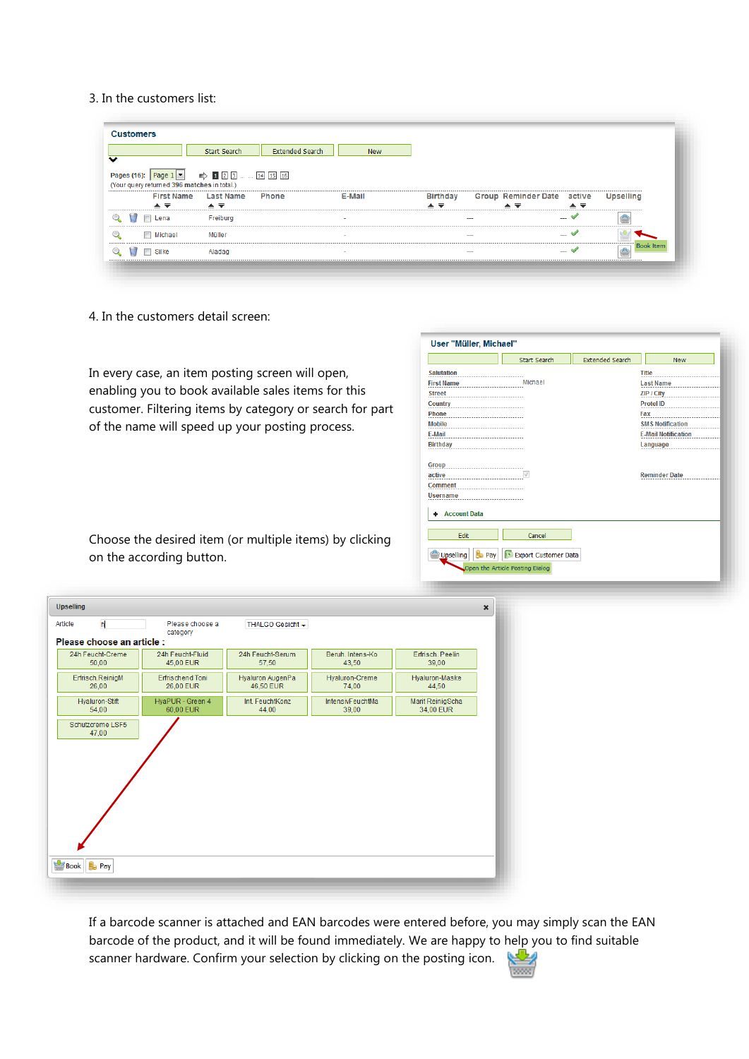3. In the customers list:

4. In the customers detail screen:

In every case, an item posting screen will open, enabling you to book available sales items for this customer. Filtering items by category or search for part of the name will speed up your posting process.

Choose the desired item (or multiple items) by clicking on the according button.

If a barcode scanner is attached and EAN barcodes were entered before, you may simply scan the EAN barcode of the product, and it will be found immediately. We are happy to help you to find suitable scanner hardware. Confirm your selection by clicking on the posting icon.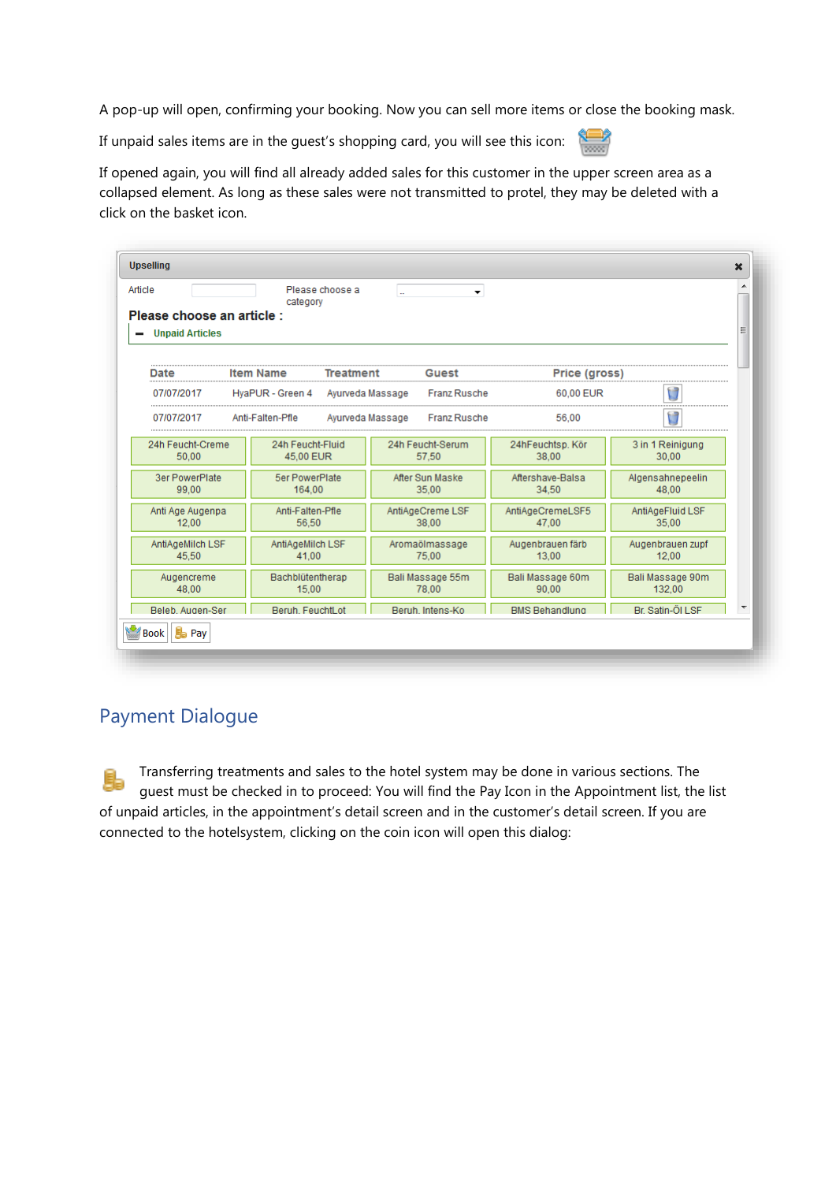A pop-up will open, confirming your booking. Now you can sell more items or close the booking mask.

If unpaid sales items are in the guest's shopping card, you will see this icon:

If opened again, you will find all already added sales for this customer in the upper screen area as a collapsed element. As long as these sales were not transmitted to protel, they may be deleted with a click on the basket icon.

## Payment Dialogue

Transferring treatments and sales to the hotel system may be done in various sections. The guest must be checked in to proceed: You will find the Pay Icon in the Appointment list, the list of unpaid articles, in the appointment's detail screen and in the customer's detail screen. If you are connected to the hotelsystem, clicking on the coin icon will open this dialog: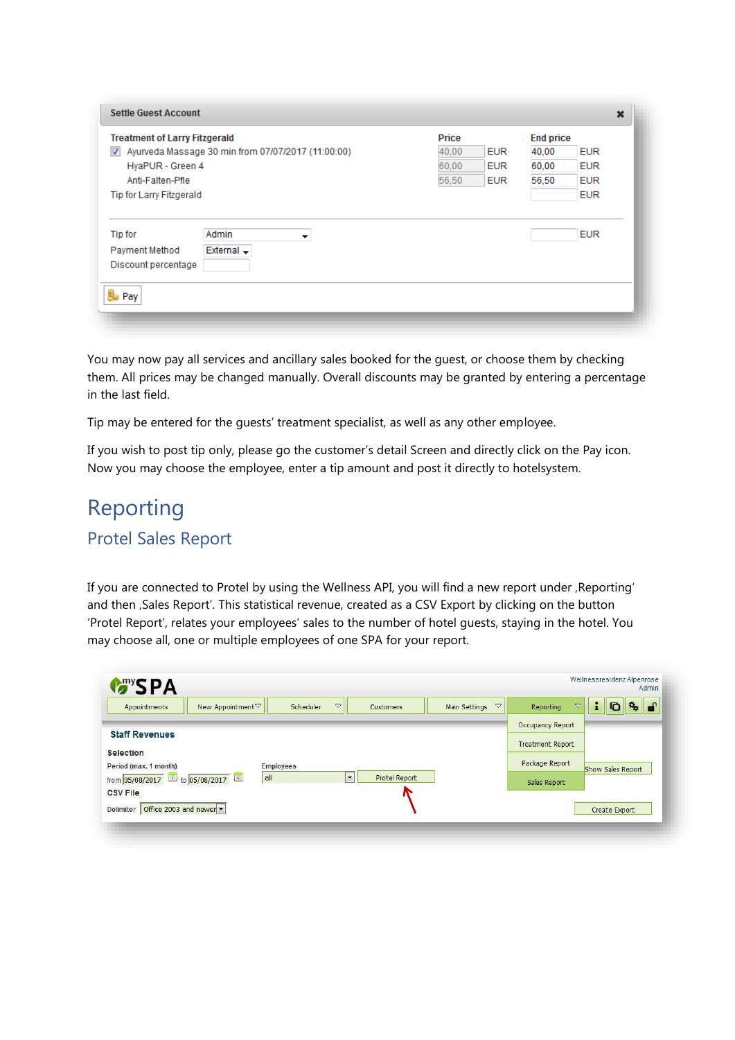You may now pay all services and ancillary sales booked for the guest, or choose them by checking them. All prices may be changed manually. Overall discounts may be granted by entering a percentage in the last field.

Tip may be entered for the guests' treatment specialist, as well as any other employee.

If you wish to post tip only, please go the customer's detail Screen and directly click on the Pay icon. Now you may choose the employee, enter a tip amount and post it directly to hotelsystem.

# Reporting

## Protel Sales Report

If you are connected to Protel by using the Wellness API, you will find a new report under ‚Reporting' and then ‚Sales Report'. This statistical revenue, created as a CSV Export by clicking on the button 'Protel Report', relates your employees' sales to the number of hotel guests, staying in the hotel. You may choose all, one or multiple employees of one SPA for your report.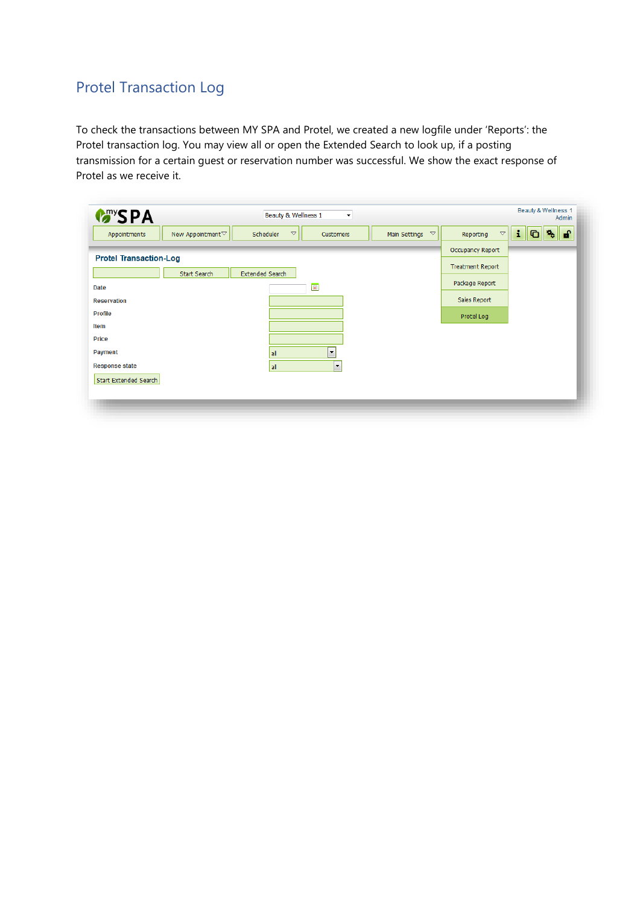## Protel Transaction Log

To check the transactions between MY SPA and Protel, we created a new logfile under 'Reports': the Protel transaction log. You may view all or open the Extended Search to look up, if a posting transmission for a certain guest or reservation number was successful. We show the exact response of Protel as we receive it.